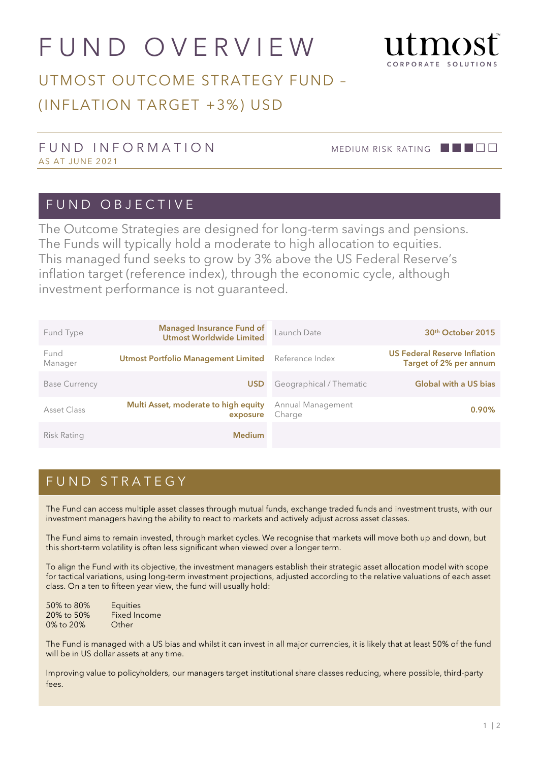# FUND OVERVIEW

utmost CORPORATE SOLUTIONS

## UTMOST OUTCOME STRATEGY FUND – (INFLATION TARGET +3%) USD

### FUND INFORMATION

AS AT JUNE 2021

MEDIUM RISK RATING ■■■□□

## FUND OBJECTIVE

The Outcome Strategies are designed for long-term savings and pensions. The Funds will typically hold a moderate to high allocation to equities. This managed fund seeks to grow by 3% above the US Federal Reserve's inflation target (reference index), through the economic cycle, although investment performance is not guaranteed.

| | | | |
|---|---|---|---|
| Fund Type | **Managed Insurance Fund of Utmost Worldwide Limited** | Launch Date | **30th October 2015** |
| Fund Manager | **Utmost Portfolio Management Limited** | Reference Index | **US Federal Reserve Inflation Target of 2% per annum** |
| Base Currency | **USD** | Geographical / Thematic | **Global with a US bias** |
| Asset Class | **Multi Asset, moderate to high equity exposure** | Annual Management Charge | **0.90%** |
| Risk Rating | **Medium** | | |

## FUND STRATEGY

The Fund can access multiple asset classes through mutual funds, exchange traded funds and investment trusts, with our investment managers having the ability to react to markets and actively adjust across asset classes.

The Fund aims to remain invested, through market cycles. We recognise that markets will move both up and down, but this short-term volatility is often less significant when viewed over a longer term.

To align the Fund with its objective, the investment managers establish their strategic asset allocation model with scope for tactical variations, using long-term investment projections, adjusted according to the relative valuations of each asset class. On a ten to fifteen year view, the fund will usually hold:

| | |
|---|---|
| 50% to 80% | Equities |
| 20% to 50% | Fixed Income |
| 0% to 20% | Other |

The Fund is managed with a US bias and whilst it can invest in all major currencies, it is likely that at least 50% of the fund will be in US dollar assets at any time.

Improving value to policyholders, our managers target institutional share classes reducing, where possible, third-party fees.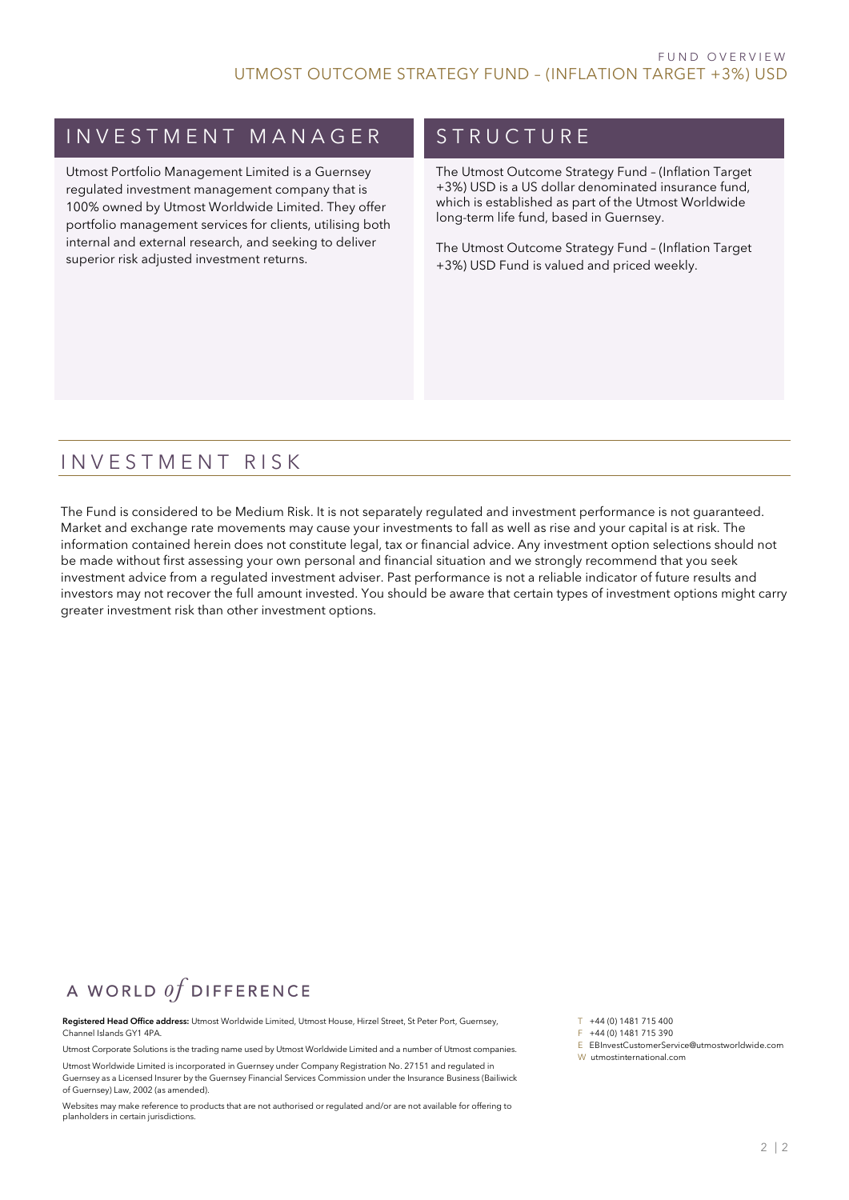## INVESTMENT MANAGER

Utmost Portfolio Management Limited is a Guernsey regulated investment management company that is 100% owned by Utmost Worldwide Limited. They offer portfolio management services for clients, utilising both internal and external research, and seeking to deliver superior risk adjusted investment returns.

## STRUCTURE

The Utmost Outcome Strategy Fund – (Inflation Target +3%) USD is a US dollar denominated insurance fund, which is established as part of the Utmost Worldwide long-term life fund, based in Guernsey.

The Utmost Outcome Strategy Fund – (Inflation Target +3%) USD Fund is valued and priced weekly.

## INVESTMENT RISK

The Fund is considered to be Medium Risk. It is not separately regulated and investment performance is not guaranteed. Market and exchange rate movements may cause your investments to fall as well as rise and your capital is at risk. The information contained herein does not constitute legal, tax or financial advice. Any investment option selections should not be made without first assessing your own personal and financial situation and we strongly recommend that you seek investment advice from a regulated investment adviser. Past performance is not a reliable indicator of future results and investors may not recover the full amount invested. You should be aware that certain types of investment options might carry greater investment risk than other investment options.

A WORLD *of* DIFFERENCE

**Registered Head Office address:** Utmost Worldwide Limited, Utmost House, Hirzel Street, St Peter Port, Guernsey, Channel Islands GY1 4PA.

Utmost Corporate Solutions is the trading name used by Utmost Worldwide Limited and a number of Utmost companies.

Utmost Worldwide Limited is incorporated in Guernsey under Company Registration No. 27151 and regulated in Guernsey as a Licensed Insurer by the Guernsey Financial Services Commission under the Insurance Business (Bailiwick of Guernsey) Law, 2002 (as amended).

Websites may make reference to products that are not authorised or regulated and/or are not available for offering to planholders in certain jurisdictions.

T +44 (0) 1481 715 400
F +44 (0) 1481 715 390
E EBInvestCustomerService@utmostworldwide.com
W utmostinternational.com